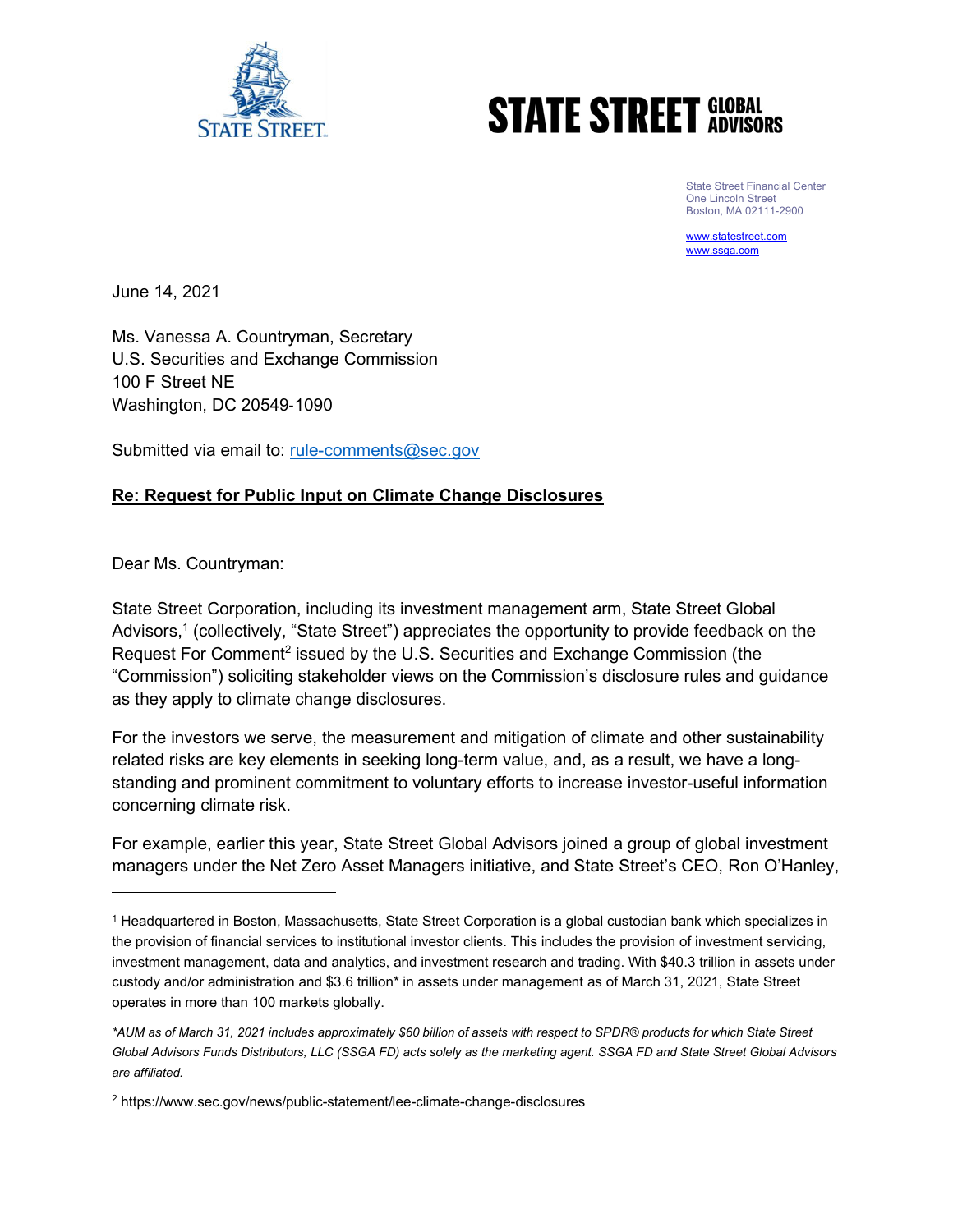State Street Financial Center
One Lincoln Street
Boston, MA 02111-2900

www.statestreet.com
www.ssga.com

June 14, 2021

Ms. Vanessa A. Countryman, Secretary
U.S. Securities and Exchange Commission
100 F Street NE
Washington, DC 20549-1090

Submitted via email to: rule-comments@sec.gov

**Re: Request for Public Input on Climate Change Disclosures**

Dear Ms. Countryman:

State Street Corporation, including its investment management arm, State Street Global Advisors,[1] (collectively, "State Street") appreciates the opportunity to provide feedback on the Request For Comment[2] issued by the U.S. Securities and Exchange Commission (the "Commission") soliciting stakeholder views on the Commission's disclosure rules and guidance as they apply to climate change disclosures.

For the investors we serve, the measurement and mitigation of climate and other sustainability related risks are key elements in seeking long-term value, and, as a result, we have a long-standing and prominent commitment to voluntary efforts to increase investor-useful information concerning climate risk.

For example, earlier this year, State Street Global Advisors joined a group of global investment managers under the Net Zero Asset Managers initiative, and State Street's CEO, Ron O'Hanley,

---

[1] Headquartered in Boston, Massachusetts, State Street Corporation is a global custodian bank which specializes in the provision of financial services to institutional investor clients. This includes the provision of investment servicing, investment management, data and analytics, and investment research and trading. With $40.3 trillion in assets under custody and/or administration and $3.6 trillion* in assets under management as of March 31, 2021, State Street operates in more than 100 markets globally.

*\*AUM as of March 31, 2021 includes approximately $60 billion of assets with respect to SPDR® products for which State Street Global Advisors Funds Distributors, LLC (SSGA FD) acts solely as the marketing agent. SSGA FD and State Street Global Advisors are affiliated.*

[2] https://www.sec.gov/news/public-statement/lee-climate-change-disclosures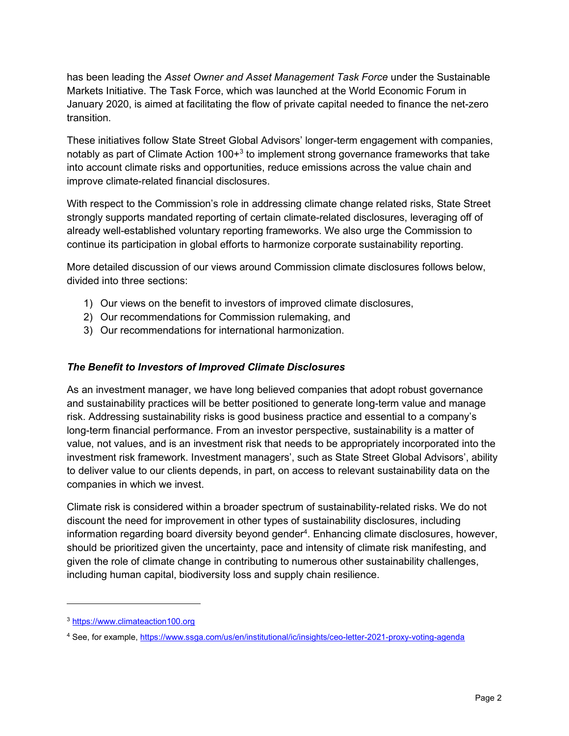has been leading the *Asset Owner and Asset Management Task Force* under the Sustainable Markets Initiative. The Task Force, which was launched at the World Economic Forum in January 2020, is aimed at facilitating the flow of private capital needed to finance the net-zero transition.

These initiatives follow State Street Global Advisors' longer-term engagement with companies, notably as part of Climate Action 100+[3] to implement strong governance frameworks that take into account climate risks and opportunities, reduce emissions across the value chain and improve climate-related financial disclosures.

With respect to the Commission's role in addressing climate change related risks, State Street strongly supports mandated reporting of certain climate-related disclosures, leveraging off of already well-established voluntary reporting frameworks. We also urge the Commission to continue its participation in global efforts to harmonize corporate sustainability reporting.

More detailed discussion of our views around Commission climate disclosures follows below, divided into three sections:

1) Our views on the benefit to investors of improved climate disclosures,
2) Our recommendations for Commission rulemaking, and
3) Our recommendations for international harmonization.

### *The Benefit to Investors of Improved Climate Disclosures*

As an investment manager, we have long believed companies that adopt robust governance and sustainability practices will be better positioned to generate long-term value and manage risk. Addressing sustainability risks is good business practice and essential to a company's long-term financial performance. From an investor perspective, sustainability is a matter of value, not values, and is an investment risk that needs to be appropriately incorporated into the investment risk framework. Investment managers', such as State Street Global Advisors', ability to deliver value to our clients depends, in part, on access to relevant sustainability data on the companies in which we invest.

Climate risk is considered within a broader spectrum of sustainability-related risks. We do not discount the need for improvement in other types of sustainability disclosures, including information regarding board diversity beyond gender[4]. Enhancing climate disclosures, however, should be prioritized given the uncertainty, pace and intensity of climate risk manifesting, and given the role of climate change in contributing to numerous other sustainability challenges, including human capital, biodiversity loss and supply chain resilience.

---

[3] https://www.climateaction100.org

[4] See, for example, https://www.ssga.com/us/en/institutional/ic/insights/ceo-letter-2021-proxy-voting-agenda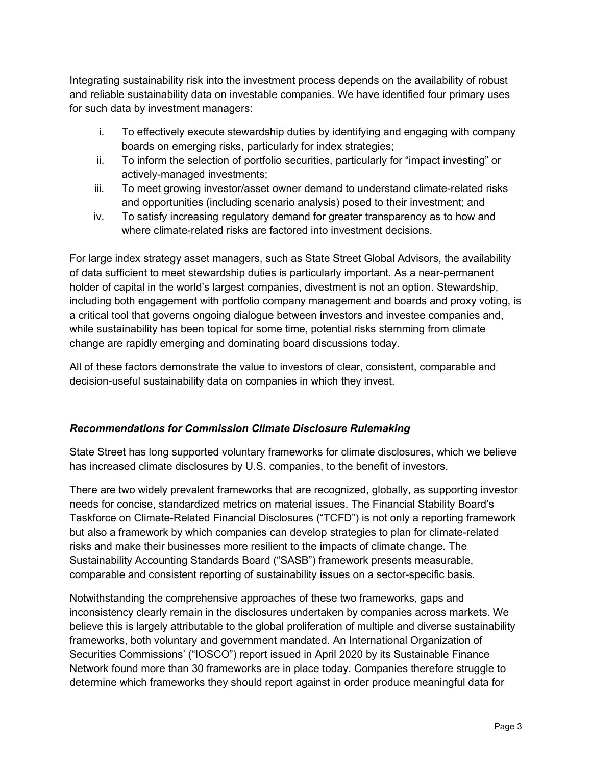Integrating sustainability risk into the investment process depends on the availability of robust and reliable sustainability data on investable companies. We have identified four primary uses for such data by investment managers:

i. To effectively execute stewardship duties by identifying and engaging with company boards on emerging risks, particularly for index strategies;
ii. To inform the selection of portfolio securities, particularly for "impact investing" or actively-managed investments;
iii. To meet growing investor/asset owner demand to understand climate-related risks and opportunities (including scenario analysis) posed to their investment; and
iv. To satisfy increasing regulatory demand for greater transparency as to how and where climate-related risks are factored into investment decisions.

For large index strategy asset managers, such as State Street Global Advisors, the availability of data sufficient to meet stewardship duties is particularly important. As a near-permanent holder of capital in the world's largest companies, divestment is not an option. Stewardship, including both engagement with portfolio company management and boards and proxy voting, is a critical tool that governs ongoing dialogue between investors and investee companies and, while sustainability has been topical for some time, potential risks stemming from climate change are rapidly emerging and dominating board discussions today.

All of these factors demonstrate the value to investors of clear, consistent, comparable and decision-useful sustainability data on companies in which they invest.

### *Recommendations for Commission Climate Disclosure Rulemaking*

State Street has long supported voluntary frameworks for climate disclosures, which we believe has increased climate disclosures by U.S. companies, to the benefit of investors.

There are two widely prevalent frameworks that are recognized, globally, as supporting investor needs for concise, standardized metrics on material issues. The Financial Stability Board's Taskforce on Climate-Related Financial Disclosures ("TCFD") is not only a reporting framework but also a framework by which companies can develop strategies to plan for climate-related risks and make their businesses more resilient to the impacts of climate change. The Sustainability Accounting Standards Board ("SASB") framework presents measurable, comparable and consistent reporting of sustainability issues on a sector-specific basis.

Notwithstanding the comprehensive approaches of these two frameworks, gaps and inconsistency clearly remain in the disclosures undertaken by companies across markets. We believe this is largely attributable to the global proliferation of multiple and diverse sustainability frameworks, both voluntary and government mandated. An International Organization of Securities Commissions' ("IOSCO") report issued in April 2020 by its Sustainable Finance Network found more than 30 frameworks are in place today. Companies therefore struggle to determine which frameworks they should report against in order produce meaningful data for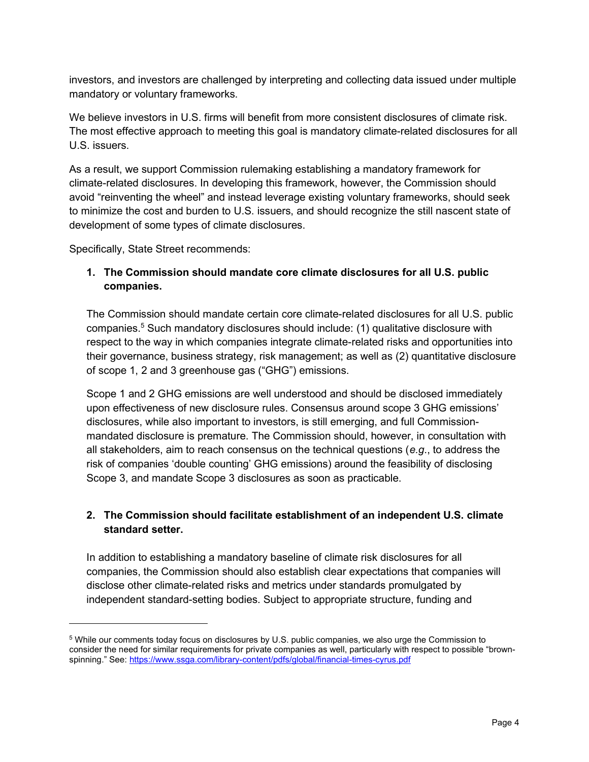investors, and investors are challenged by interpreting and collecting data issued under multiple mandatory or voluntary frameworks.

We believe investors in U.S. firms will benefit from more consistent disclosures of climate risk. The most effective approach to meeting this goal is mandatory climate-related disclosures for all U.S. issuers.

As a result, we support Commission rulemaking establishing a mandatory framework for climate-related disclosures. In developing this framework, however, the Commission should avoid "reinventing the wheel" and instead leverage existing voluntary frameworks, should seek to minimize the cost and burden to U.S. issuers, and should recognize the still nascent state of development of some types of climate disclosures.

Specifically, State Street recommends:

1. **The Commission should mandate core climate disclosures for all U.S. public companies.**

   The Commission should mandate certain core climate-related disclosures for all U.S. public companies.[5] Such mandatory disclosures should include: (1) qualitative disclosure with respect to the way in which companies integrate climate-related risks and opportunities into their governance, business strategy, risk management; as well as (2) quantitative disclosure of scope 1, 2 and 3 greenhouse gas ("GHG") emissions.

   Scope 1 and 2 GHG emissions are well understood and should be disclosed immediately upon effectiveness of new disclosure rules. Consensus around scope 3 GHG emissions' disclosures, while also important to investors, is still emerging, and full Commission-mandated disclosure is premature. The Commission should, however, in consultation with all stakeholders, aim to reach consensus on the technical questions (*e.g.*, to address the risk of companies 'double counting' GHG emissions) around the feasibility of disclosing Scope 3, and mandate Scope 3 disclosures as soon as practicable.

2. **The Commission should facilitate establishment of an independent U.S. climate standard setter.**

   In addition to establishing a mandatory baseline of climate risk disclosures for all companies, the Commission should also establish clear expectations that companies will disclose other climate-related risks and metrics under standards promulgated by independent standard-setting bodies. Subject to appropriate structure, funding and

---

[5] While our comments today focus on disclosures by U.S. public companies, we also urge the Commission to consider the need for similar requirements for private companies as well, particularly with respect to possible "brown-spinning." See: https://www.ssga.com/library-content/pdfs/global/financial-times-cyrus.pdf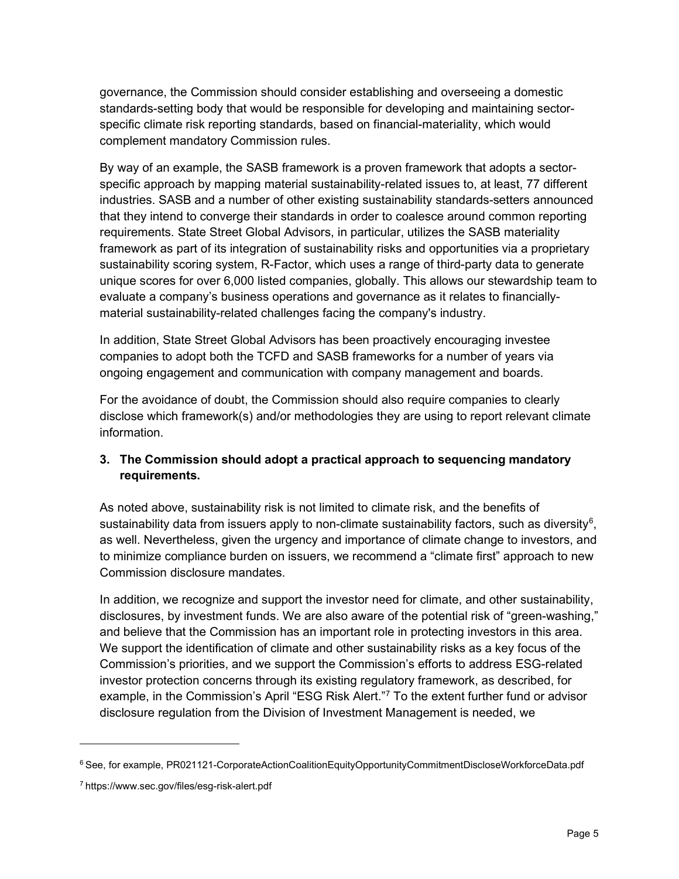governance, the Commission should consider establishing and overseeing a domestic standards-setting body that would be responsible for developing and maintaining sector-specific climate risk reporting standards, based on financial-materiality, which would complement mandatory Commission rules.

By way of an example, the SASB framework is a proven framework that adopts a sector-specific approach by mapping material sustainability-related issues to, at least, 77 different industries. SASB and a number of other existing sustainability standards-setters announced that they intend to converge their standards in order to coalesce around common reporting requirements. State Street Global Advisors, in particular, utilizes the SASB materiality framework as part of its integration of sustainability risks and opportunities via a proprietary sustainability scoring system, R-Factor, which uses a range of third-party data to generate unique scores for over 6,000 listed companies, globally. This allows our stewardship team to evaluate a company's business operations and governance as it relates to financially-material sustainability-related challenges facing the company's industry.

In addition, State Street Global Advisors has been proactively encouraging investee companies to adopt both the TCFD and SASB frameworks for a number of years via ongoing engagement and communication with company management and boards.

For the avoidance of doubt, the Commission should also require companies to clearly disclose which framework(s) and/or methodologies they are using to report relevant climate information.

**3. The Commission should adopt a practical approach to sequencing mandatory requirements.**

As noted above, sustainability risk is not limited to climate risk, and the benefits of sustainability data from issuers apply to non-climate sustainability factors, such as diversity[6], as well. Nevertheless, given the urgency and importance of climate change to investors, and to minimize compliance burden on issuers, we recommend a "climate first" approach to new Commission disclosure mandates.

In addition, we recognize and support the investor need for climate, and other sustainability, disclosures, by investment funds. We are also aware of the potential risk of "green-washing," and believe that the Commission has an important role in protecting investors in this area. We support the identification of climate and other sustainability risks as a key focus of the Commission's priorities, and we support the Commission's efforts to address ESG-related investor protection concerns through its existing regulatory framework, as described, for example, in the Commission's April "ESG Risk Alert."[7] To the extent further fund or advisor disclosure regulation from the Division of Investment Management is needed, we

---

[6] See, for example, PR021121-CorporateActionCoalitionEquityOpportunityCommitmentDiscloseWorkforceData.pdf

[7] https://www.sec.gov/files/esg-risk-alert.pdf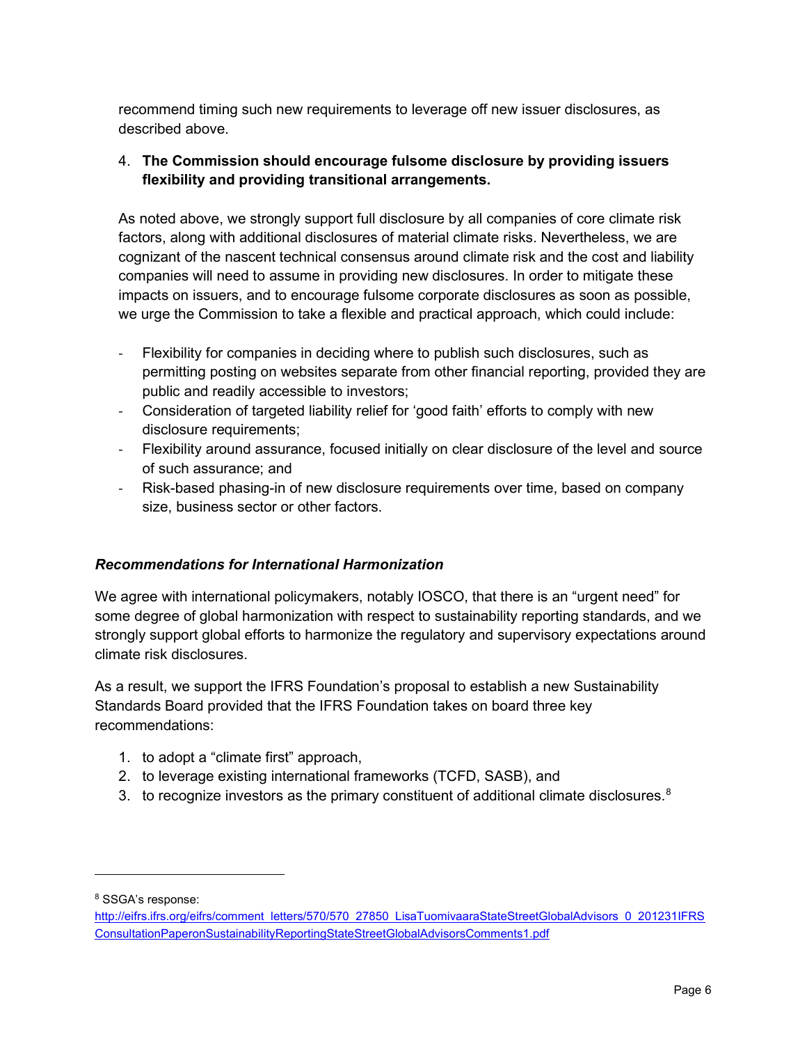recommend timing such new requirements to leverage off new issuer disclosures, as described above.

4. **The Commission should encourage fulsome disclosure by providing issuers flexibility and providing transitional arrangements.**

As noted above, we strongly support full disclosure by all companies of core climate risk factors, along with additional disclosures of material climate risks. Nevertheless, we are cognizant of the nascent technical consensus around climate risk and the cost and liability companies will need to assume in providing new disclosures. In order to mitigate these impacts on issuers, and to encourage fulsome corporate disclosures as soon as possible, we urge the Commission to take a flexible and practical approach, which could include:

- Flexibility for companies in deciding where to publish such disclosures, such as permitting posting on websites separate from other financial reporting, provided they are public and readily accessible to investors;
- Consideration of targeted liability relief for 'good faith' efforts to comply with new disclosure requirements;
- Flexibility around assurance, focused initially on clear disclosure of the level and source of such assurance; and
- Risk-based phasing-in of new disclosure requirements over time, based on company size, business sector or other factors.

### *Recommendations for International Harmonization*

We agree with international policymakers, notably IOSCO, that there is an "urgent need" for some degree of global harmonization with respect to sustainability reporting standards, and we strongly support global efforts to harmonize the regulatory and supervisory expectations around climate risk disclosures.

As a result, we support the IFRS Foundation's proposal to establish a new Sustainability Standards Board provided that the IFRS Foundation takes on board three key recommendations:

1. to adopt a "climate first" approach,
2. to leverage existing international frameworks (TCFD, SASB), and
3. to recognize investors as the primary constituent of additional climate disclosures.[8]

---

[8] SSGA's response: http://eifrs.ifrs.org/eifrs/comment_letters/570/570_27850_LisaTuomivaaraStateStreetGlobalAdvisors_0_201231IFRSConsultationPaperonSustainabilityReportingStateStreetGlobalAdvisorsComments1.pdf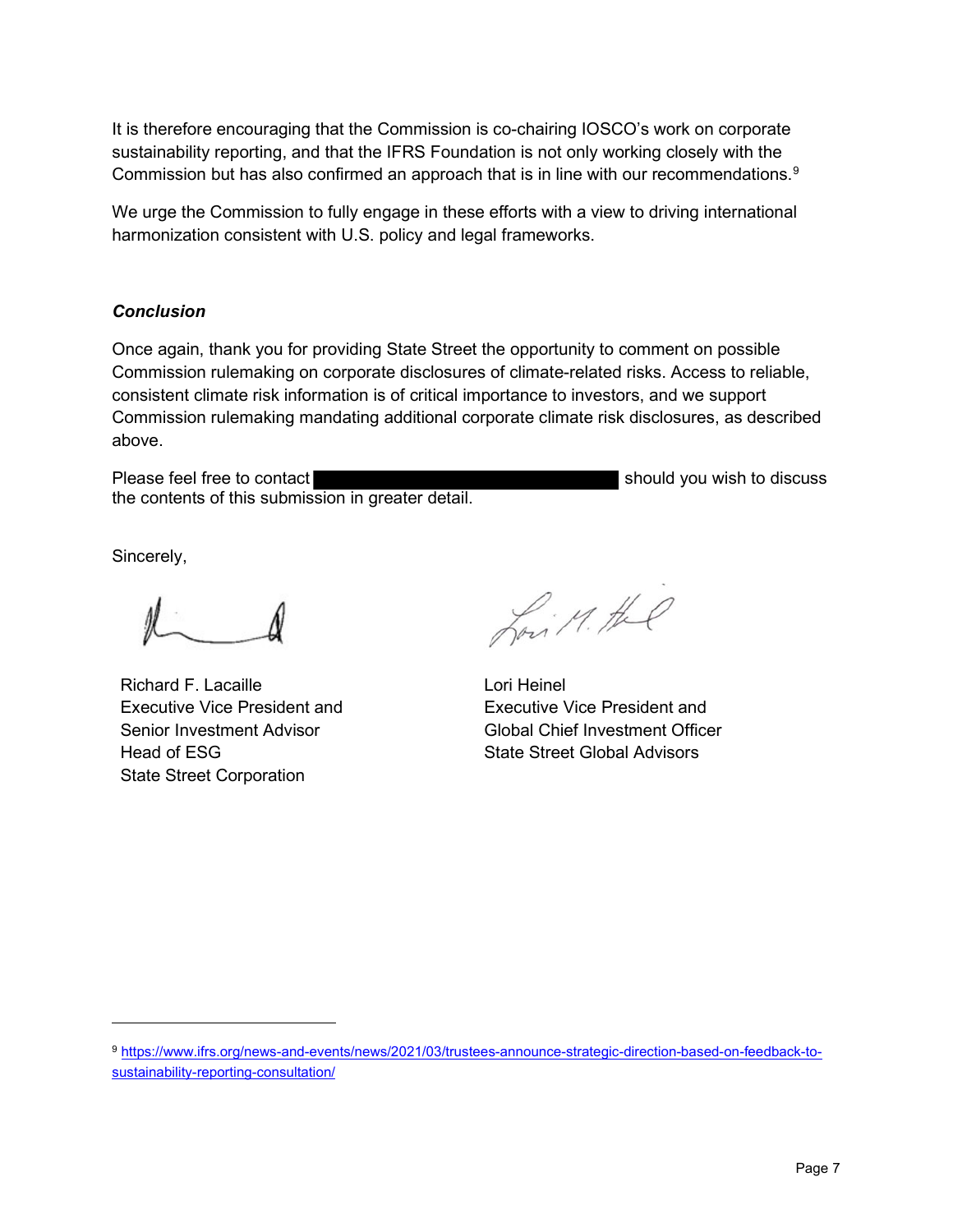It is therefore encouraging that the Commission is co-chairing IOSCO's work on corporate sustainability reporting, and that the IFRS Foundation is not only working closely with the Commission but has also confirmed an approach that is in line with our recommendations.[9]

We urge the Commission to fully engage in these efforts with a view to driving international harmonization consistent with U.S. policy and legal frameworks.

***Conclusion***

Once again, thank you for providing State Street the opportunity to comment on possible Commission rulemaking on corporate disclosures of climate-related risks. Access to reliable, consistent climate risk information is of critical importance to investors, and we support Commission rulemaking mandating additional corporate climate risk disclosures, as described above.

Please feel free to contact [REDACTED] should you wish to discuss the contents of this submission in greater detail.

Sincerely,

Richard F. Lacaille
Executive Vice President and
Senior Investment Advisor
Head of ESG
State Street Corporation

Lori Heinel
Executive Vice President and
Global Chief Investment Officer
State Street Global Advisors

---

[9] https://www.ifrs.org/news-and-events/news/2021/03/trustees-announce-strategic-direction-based-on-feedback-to-sustainability-reporting-consultation/